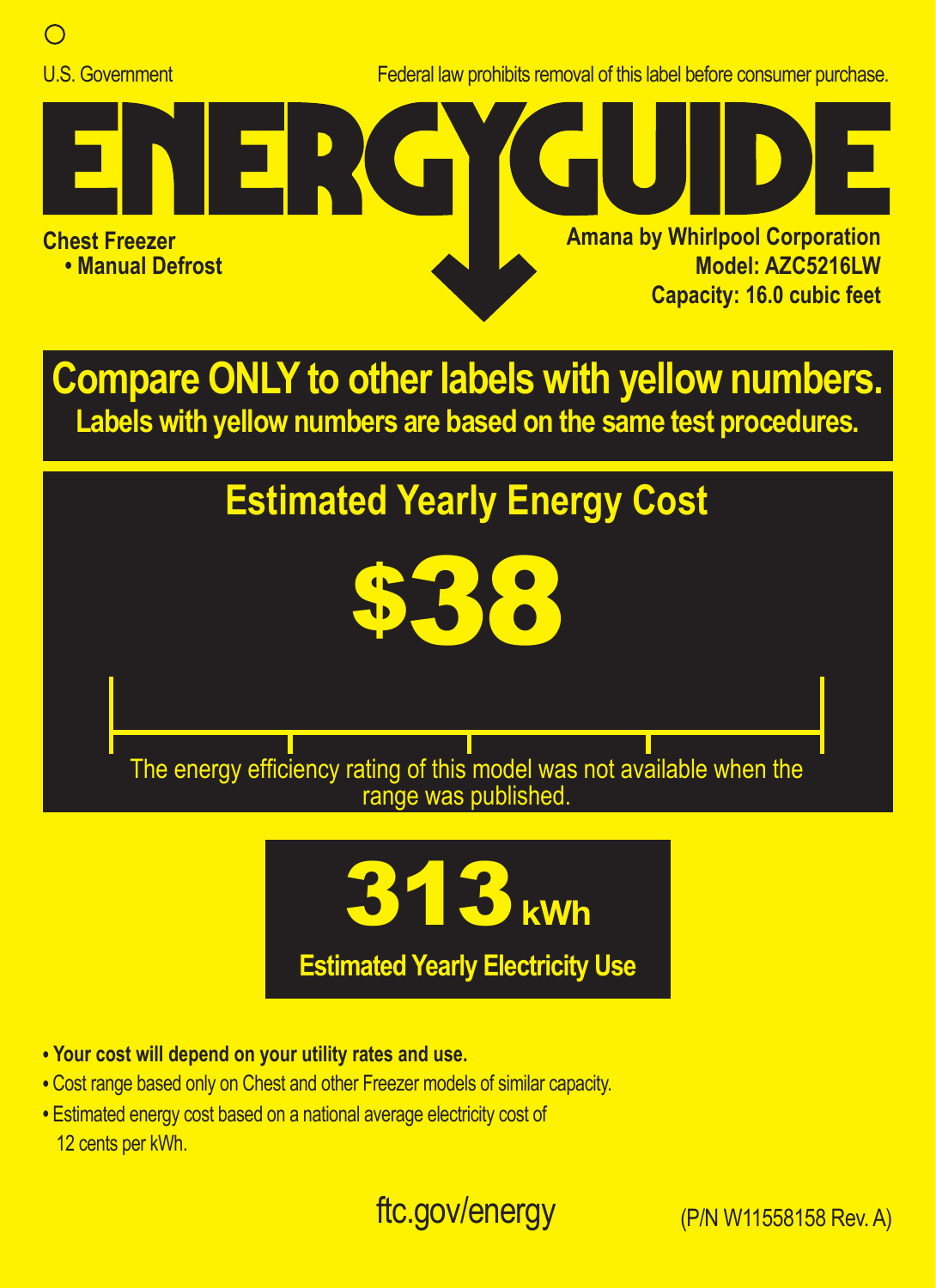U.S. Government

Federal law prohibits removal of this label before consumer purchase.

# ENERGYGUIDE

**Chest Freezer**
**• Manual Defrost**

**Amana by Whirlpool Corporation**
**Model: AZC5216LW**
**Capacity: 16.0 cubic feet**

## Compare ONLY to other labels with yellow numbers.

**Labels with yellow numbers are based on the same test procedures.**

## Estimated Yearly Energy Cost

# $38

The energy efficiency rating of this model was not available when the range was published.

# 313 kWh

**Estimated Yearly Electricity Use**

- **Your cost will depend on your utility rates and use.**
- Cost range based only on Chest and other Freezer models of similar capacity.
- Estimated energy cost based on a national average electricity cost of 12 cents per kWh.

ftc.gov/energy

(P/N W11558158 Rev. A)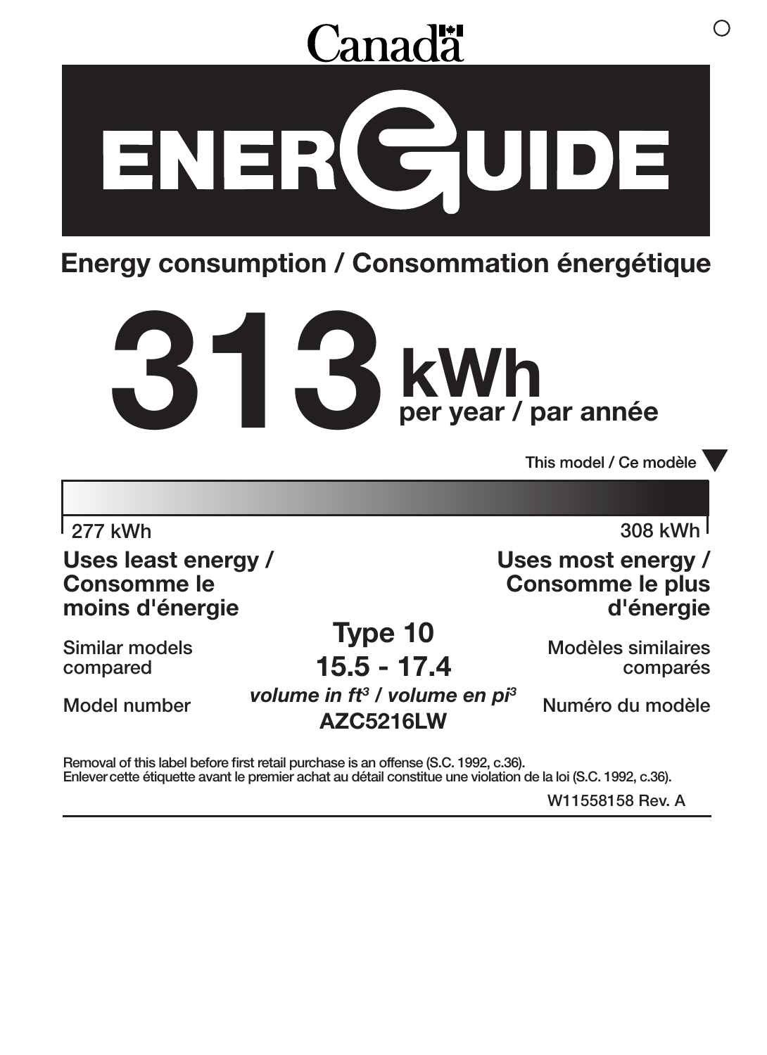Canada

# ENERGUIDE

## Energy consumption / Consommation énergétique

# 313 kWh

**per year / par année**

This model / Ce modèle

277 kWh

308 kWh

**Uses least energy / Consomme le moins d'énergie**

**Uses most energy / Consomme le plus d'énergie**

**Type 10**

Similar models compared

Modèles similaires comparés

**15.5 - 17.4**

***volume in ft$^3$ / volume en pi$^3$***

Model number

Numéro du modèle

**AZC5216LW**

**Removal of this label before first retail purchase is an offense (S.C. 1992, c.36).**
**Enlever cette étiquette avant le premier achat au détail constitue une violation de la loi (S.C. 1992, c.36).**

W11558158 Rev. A